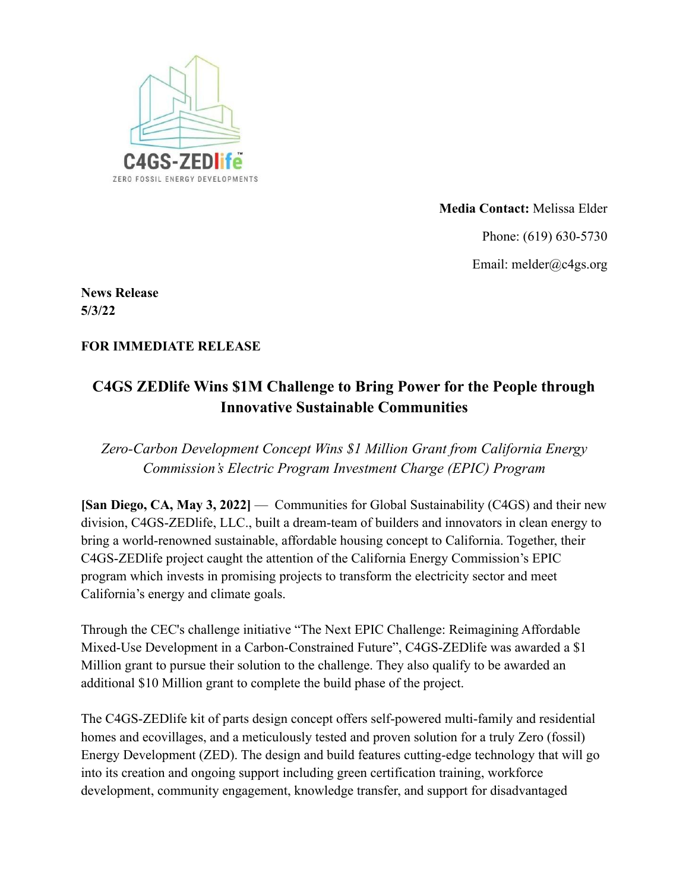C4GS-ZEDlife™

ZERO FOSSIL ENERGY DEVELOPMENTS

**Media Contact:** Melissa Elder

Phone: (619) 630-5730

Email: melder@c4gs.org

**News Release**
**5/3/22**

**FOR IMMEDIATE RELEASE**

# C4GS ZEDlife Wins $1M Challenge to Bring Power for the People through Innovative Sustainable Communities

*Zero-Carbon Development Concept Wins $1 Million Grant from California Energy Commission's Electric Program Investment Charge (EPIC) Program*

**[San Diego, CA, May 3, 2022]** — Communities for Global Sustainability (C4GS) and their new division, C4GS-ZEDlife, LLC., built a dream-team of builders and innovators in clean energy to bring a world-renowned sustainable, affordable housing concept to California. Together, their C4GS-ZEDlife project caught the attention of the California Energy Commission's EPIC program which invests in promising projects to transform the electricity sector and meet California's energy and climate goals.

Through the CEC's challenge initiative "The Next EPIC Challenge: Reimagining Affordable Mixed-Use Development in a Carbon-Constrained Future", C4GS-ZEDlife was awarded a $1 Million grant to pursue their solution to the challenge. They also qualify to be awarded an additional $10 Million grant to complete the build phase of the project.

The C4GS-ZEDlife kit of parts design concept offers self-powered multi-family and residential homes and ecovillages, and a meticulously tested and proven solution for a truly Zero (fossil) Energy Development (ZED). The design and build features cutting-edge technology that will go into its creation and ongoing support including green certification training, workforce development, community engagement, knowledge transfer, and support for disadvantaged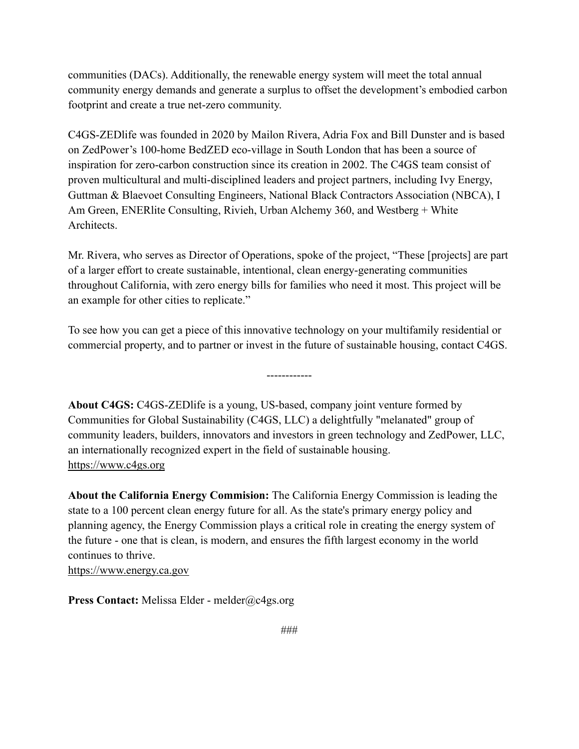communities (DACs). Additionally, the renewable energy system will meet the total annual community energy demands and generate a surplus to offset the development's embodied carbon footprint and create a true net-zero community.

C4GS-ZEDlife was founded in 2020 by Mailon Rivera, Adria Fox and Bill Dunster and is based on ZedPower's 100-home BedZED eco-village in South London that has been a source of inspiration for zero-carbon construction since its creation in 2002. The C4GS team consist of proven multicultural and multi-disciplined leaders and project partners, including Ivy Energy, Guttman & Blaevoet Consulting Engineers, National Black Contractors Association (NBCA), I Am Green, ENERlite Consulting, Rivieh, Urban Alchemy 360, and Westberg + White Architects.

Mr. Rivera, who serves as Director of Operations, spoke of the project, "These [projects] are part of a larger effort to create sustainable, intentional, clean energy-generating communities throughout California, with zero energy bills for families who need it most. This project will be an example for other cities to replicate."

To see how you can get a piece of this innovative technology on your multifamily residential or commercial property, and to partner or invest in the future of sustainable housing, contact C4GS.

------------

**About C4GS:** C4GS-ZEDlife is a young, US-based, company joint venture formed by Communities for Global Sustainability (C4GS, LLC) a delightfully "melanated" group of community leaders, builders, innovators and investors in green technology and ZedPower, LLC, an internationally recognized expert in the field of sustainable housing.
https://www.c4gs.org

**About the California Energy Commision:** The California Energy Commission is leading the state to a 100 percent clean energy future for all. As the state's primary energy policy and planning agency, the Energy Commission plays a critical role in creating the energy system of the future - one that is clean, is modern, and ensures the fifth largest economy in the world continues to thrive.
https://www.energy.ca.gov

**Press Contact:** Melissa Elder - melder@c4gs.org

###